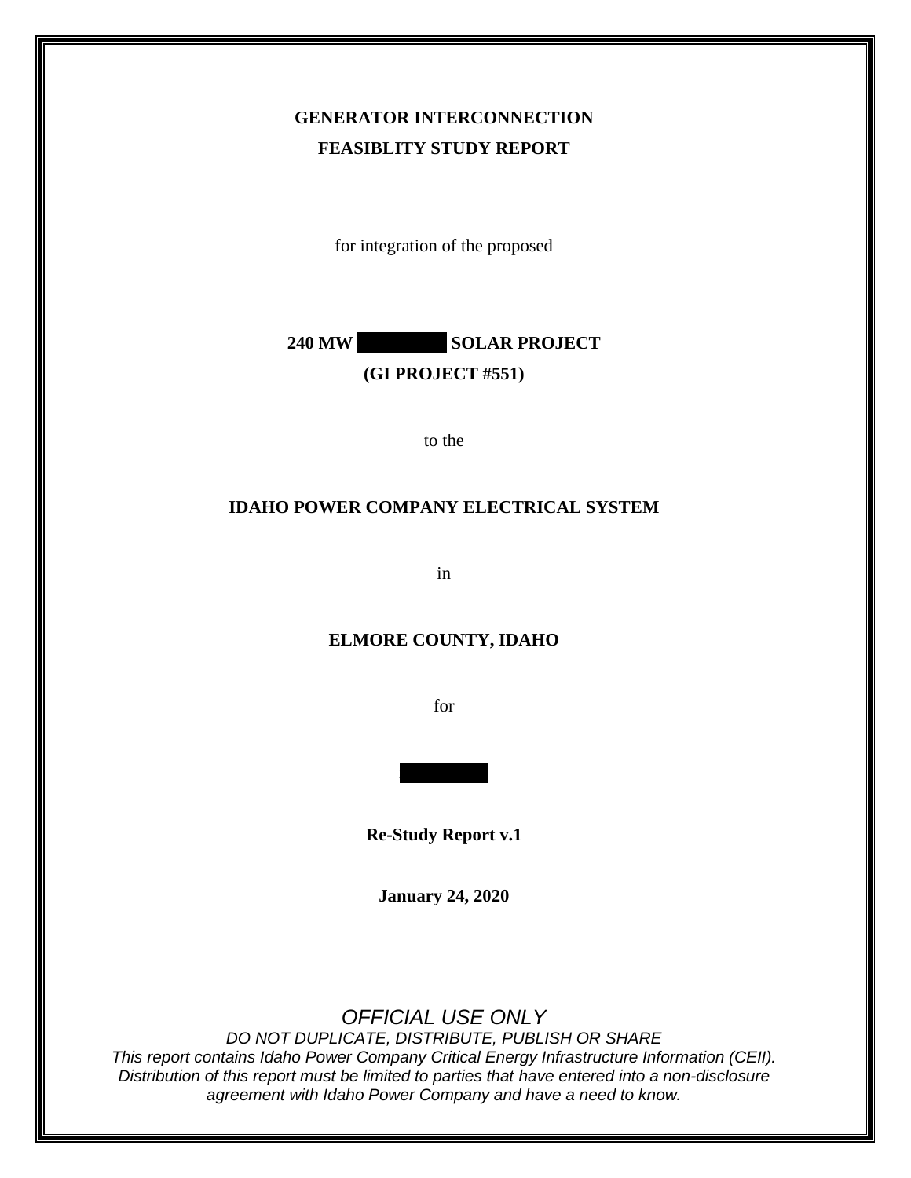**GENERATOR INTERCONNECTION**

**FEASIBLITY STUDY REPORT**

for integration of the proposed

**240 MW ████████ SOLAR PROJECT**

**(GI PROJECT #551)**

to the

**IDAHO POWER COMPANY ELECTRICAL SYSTEM**

in

**ELMORE COUNTY, IDAHO**

for

████████

**Re-Study Report v.1**

**January 24, 2020**

*OFFICIAL USE ONLY*

*DO NOT DUPLICATE, DISTRIBUTE, PUBLISH OR SHARE*

*This report contains Idaho Power Company Critical Energy Infrastructure Information (CEII). Distribution of this report must be limited to parties that have entered into a non-disclosure agreement with Idaho Power Company and have a need to know.*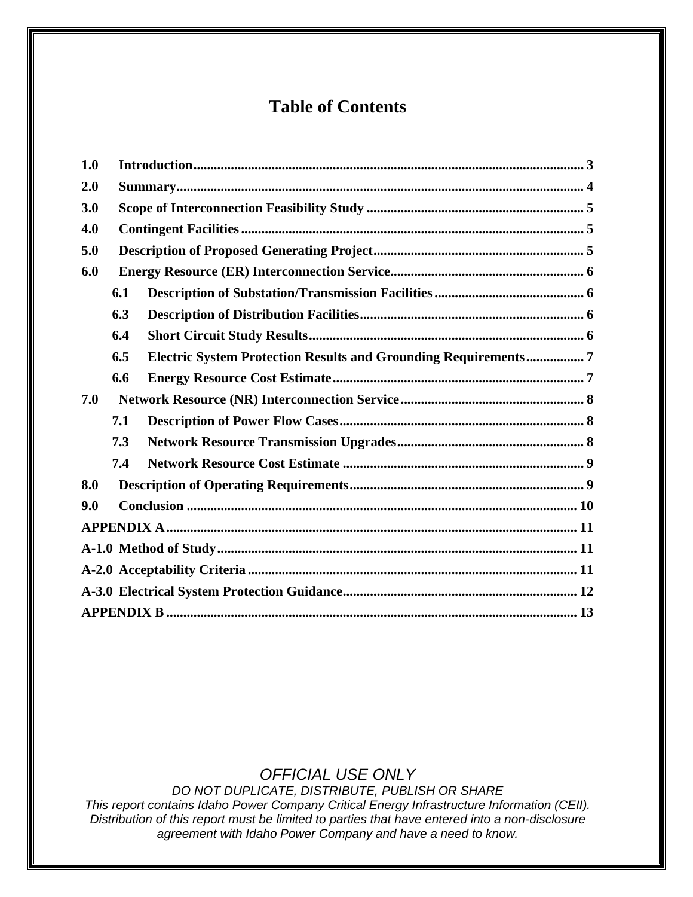# Table of Contents

**1.0 Introduction** .......... 3

**2.0 Summary** .......... 4

**3.0 Scope of Interconnection Feasibility Study** .......... 5

**4.0 Contingent Facilities** .......... 5

**5.0 Description of Proposed Generating Project** .......... 5

**6.0 Energy Resource (ER) Interconnection Service** .......... 6

- **6.1 Description of Substation/Transmission Facilities** .......... 6
- **6.3 Description of Distribution Facilities** .......... 6
- **6.4 Short Circuit Study Results** .......... 6
- **6.5 Electric System Protection Results and Grounding Requirements** .......... 7
- **6.6 Energy Resource Cost Estimate** .......... 7

**7.0 Network Resource (NR) Interconnection Service** .......... 8

- **7.1 Description of Power Flow Cases** .......... 8
- **7.3 Network Resource Transmission Upgrades** .......... 8
- **7.4 Network Resource Cost Estimate** .......... 9

**8.0 Description of Operating Requirements** .......... 9

**9.0 Conclusion** .......... 10

**APPENDIX A** .......... 11

**A-1.0 Method of Study** .......... 11

**A-2.0 Acceptability Criteria** .......... 11

**A-3.0 Electrical System Protection Guidance** .......... 12

**APPENDIX B** .......... 13

*OFFICIAL USE ONLY*
*DO NOT DUPLICATE, DISTRIBUTE, PUBLISH OR SHARE*
*This report contains Idaho Power Company Critical Energy Infrastructure Information (CEII). Distribution of this report must be limited to parties that have entered into a non-disclosure agreement with Idaho Power Company and have a need to know.*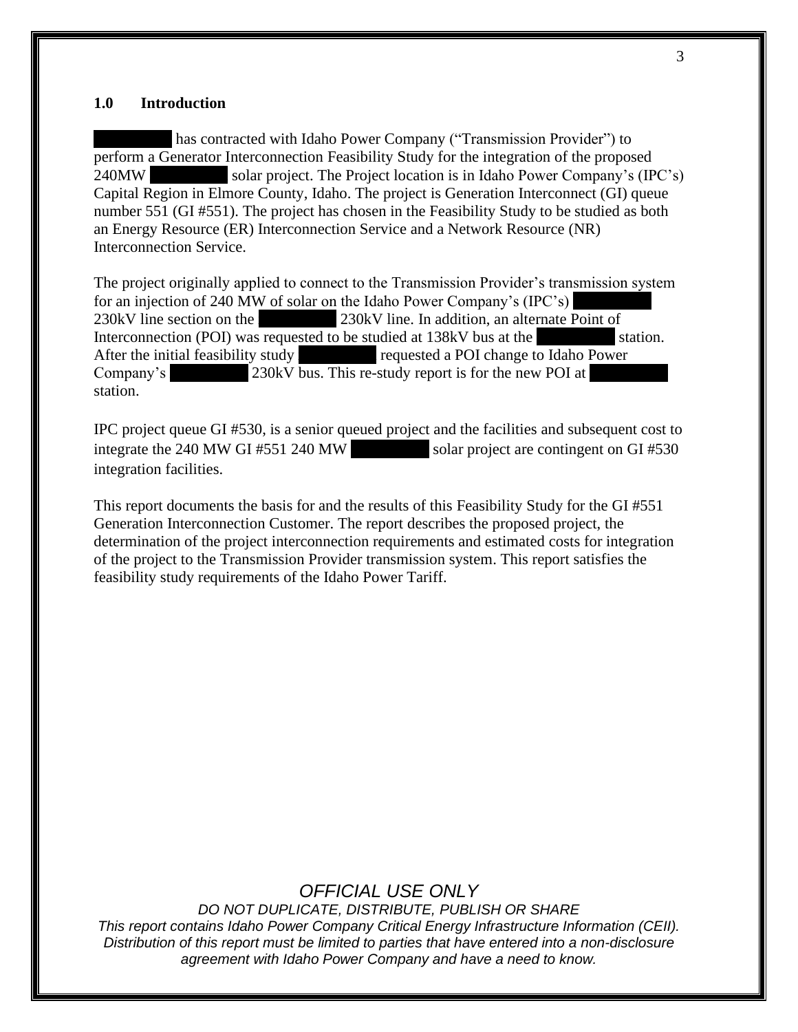## 1.0 Introduction

███ has contracted with Idaho Power Company ("Transmission Provider") to perform a Generator Interconnection Feasibility Study for the integration of the proposed 240MW ███ solar project. The Project location is in Idaho Power Company's (IPC's) Capital Region in Elmore County, Idaho. The project is Generation Interconnect (GI) queue number 551 (GI #551). The project has chosen in the Feasibility Study to be studied as both an Energy Resource (ER) Interconnection Service and a Network Resource (NR) Interconnection Service.

The project originally applied to connect to the Transmission Provider's transmission system for an injection of 240 MW of solar on the Idaho Power Company's (IPC's) ███ 230kV line section on the ███ 230kV line. In addition, an alternate Point of Interconnection (POI) was requested to be studied at 138kV bus at the ███ station. After the initial feasibility study ███ requested a POI change to Idaho Power Company's ███ 230kV bus. This re-study report is for the new POI at ███ station.

IPC project queue GI #530, is a senior queued project and the facilities and subsequent cost to integrate the 240 MW GI #551 240 MW ███ solar project are contingent on GI #530 integration facilities.

This report documents the basis for and the results of this Feasibility Study for the GI #551 Generation Interconnection Customer. The report describes the proposed project, the determination of the project interconnection requirements and estimated costs for integration of the project to the Transmission Provider transmission system. This report satisfies the feasibility study requirements of the Idaho Power Tariff.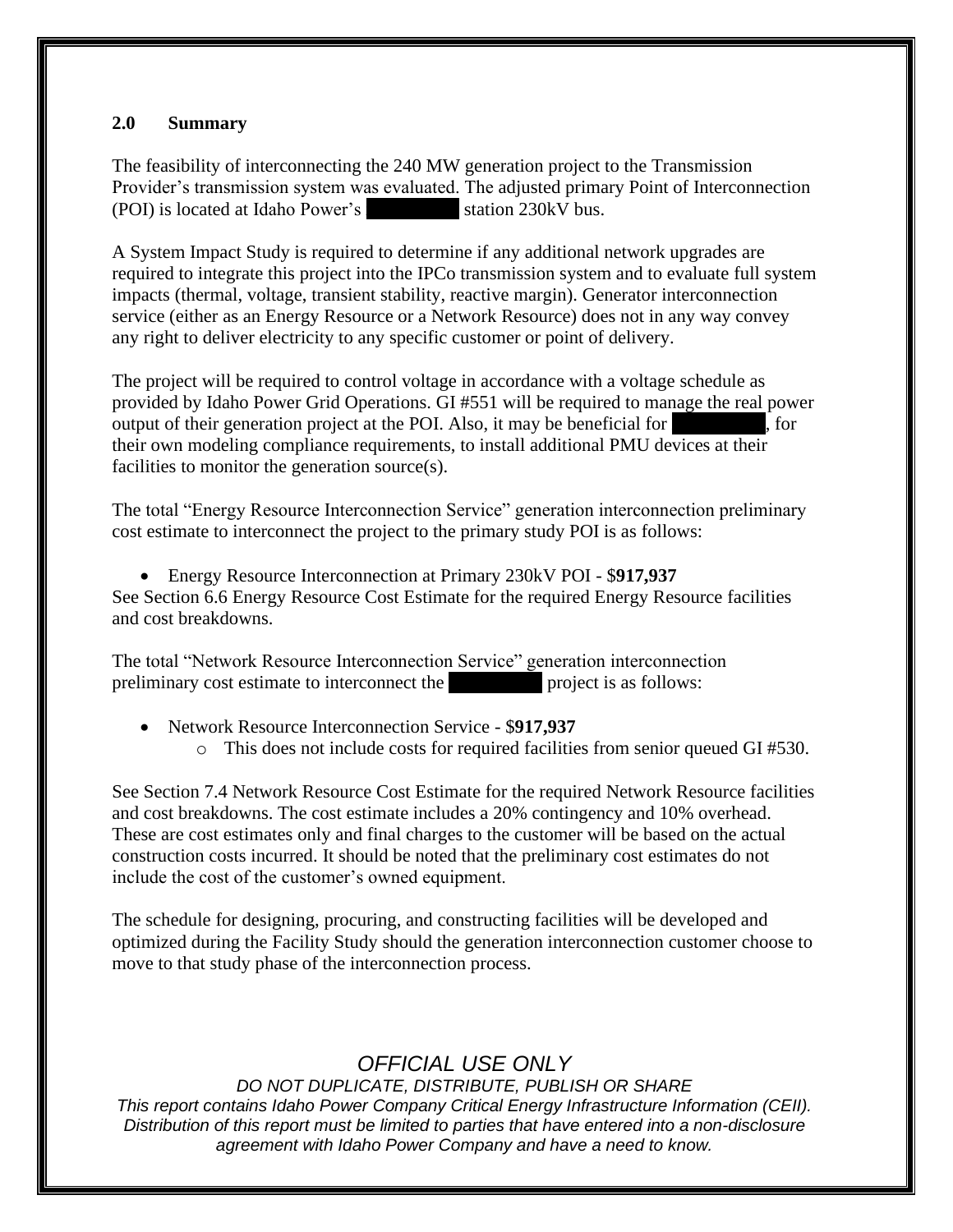## 2.0 Summary

The feasibility of interconnecting the 240 MW generation project to the Transmission Provider's transmission system was evaluated. The adjusted primary Point of Interconnection (POI) is located at Idaho Power's station 230kV bus.

A System Impact Study is required to determine if any additional network upgrades are required to integrate this project into the IPCo transmission system and to evaluate full system impacts (thermal, voltage, transient stability, reactive margin). Generator interconnection service (either as an Energy Resource or a Network Resource) does not in any way convey any right to deliver electricity to any specific customer or point of delivery.

The project will be required to control voltage in accordance with a voltage schedule as provided by Idaho Power Grid Operations. GI #551 will be required to manage the real power output of their generation project at the POI. Also, it may be beneficial for , for their own modeling compliance requirements, to install additional PMU devices at their facilities to monitor the generation source(s).

The total "Energy Resource Interconnection Service" generation interconnection preliminary cost estimate to interconnect the project to the primary study POI is as follows:

- Energy Resource Interconnection at Primary 230kV POI - $**917,937**

See Section 6.6 Energy Resource Cost Estimate for the required Energy Resource facilities and cost breakdowns.

The total "Network Resource Interconnection Service" generation interconnection preliminary cost estimate to interconnect the project is as follows:

- Network Resource Interconnection Service - $**917,937**
  - This does not include costs for required facilities from senior queued GI #530.

See Section 7.4 Network Resource Cost Estimate for the required Network Resource facilities and cost breakdowns. The cost estimate includes a 20% contingency and 10% overhead. These are cost estimates only and final charges to the customer will be based on the actual construction costs incurred. It should be noted that the preliminary cost estimates do not include the cost of the customer's owned equipment.

The schedule for designing, procuring, and constructing facilities will be developed and optimized during the Facility Study should the generation interconnection customer choose to move to that study phase of the interconnection process.

*OFFICIAL USE ONLY*

*DO NOT DUPLICATE, DISTRIBUTE, PUBLISH OR SHARE*

*This report contains Idaho Power Company Critical Energy Infrastructure Information (CEII). Distribution of this report must be limited to parties that have entered into a non-disclosure agreement with Idaho Power Company and have a need to know.*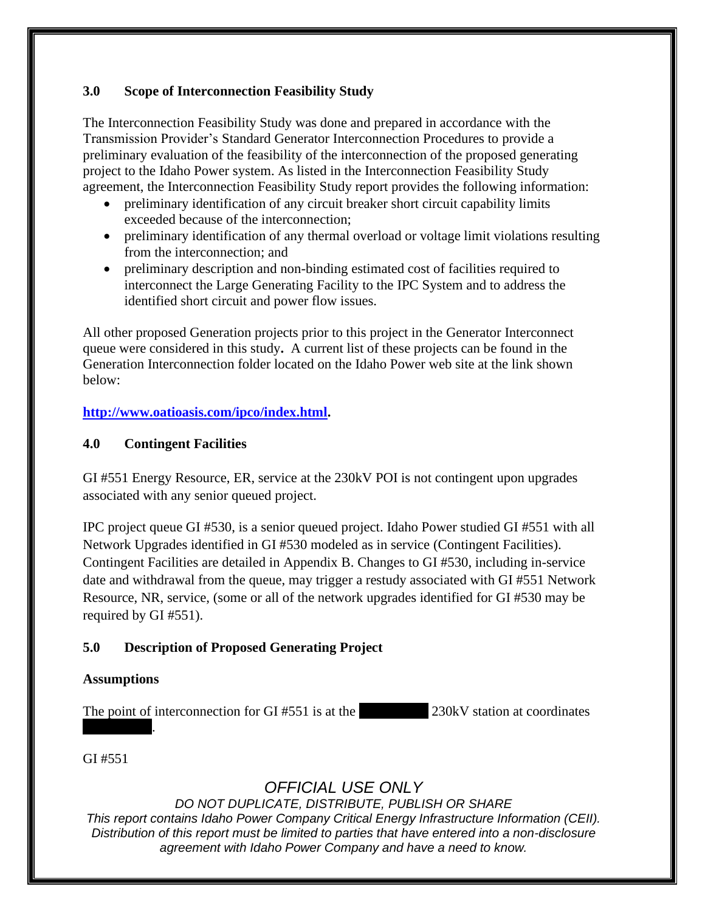## 3.0 Scope of Interconnection Feasibility Study

The Interconnection Feasibility Study was done and prepared in accordance with the Transmission Provider's Standard Generator Interconnection Procedures to provide a preliminary evaluation of the feasibility of the interconnection of the proposed generating project to the Idaho Power system. As listed in the Interconnection Feasibility Study agreement, the Interconnection Feasibility Study report provides the following information:

- preliminary identification of any circuit breaker short circuit capability limits exceeded because of the interconnection;
- preliminary identification of any thermal overload or voltage limit violations resulting from the interconnection; and
- preliminary description and non-binding estimated cost of facilities required to interconnect the Large Generating Facility to the IPC System and to address the identified short circuit and power flow issues.

All other proposed Generation projects prior to this project in the Generator Interconnect queue were considered in this study**.** A current list of these projects can be found in the Generation Interconnection folder located on the Idaho Power web site at the link shown below:

**http://www.oatioasis.com/ipco/index.html.**

## 4.0 Contingent Facilities

GI #551 Energy Resource, ER, service at the 230kV POI is not contingent upon upgrades associated with any senior queued project.

IPC project queue GI #530, is a senior queued project. Idaho Power studied GI #551 with all Network Upgrades identified in GI #530 modeled as in service (Contingent Facilities). Contingent Facilities are detailed in Appendix B. Changes to GI #530, including in-service date and withdrawal from the queue, may trigger a restudy associated with GI #551 Network Resource, NR, service, (some or all of the network upgrades identified for GI #530 may be required by GI #551).

## 5.0 Description of Proposed Generating Project

**Assumptions**

The point of interconnection for GI #551 is at the ██████ 230kV station at coordinates ██████.

*OFFICIAL USE ONLY*

*DO NOT DUPLICATE, DISTRIBUTE, PUBLISH OR SHARE*

*This report contains Idaho Power Company Critical Energy Infrastructure Information (CEII). Distribution of this report must be limited to parties that have entered into a non-disclosure agreement with Idaho Power Company and have a need to know.*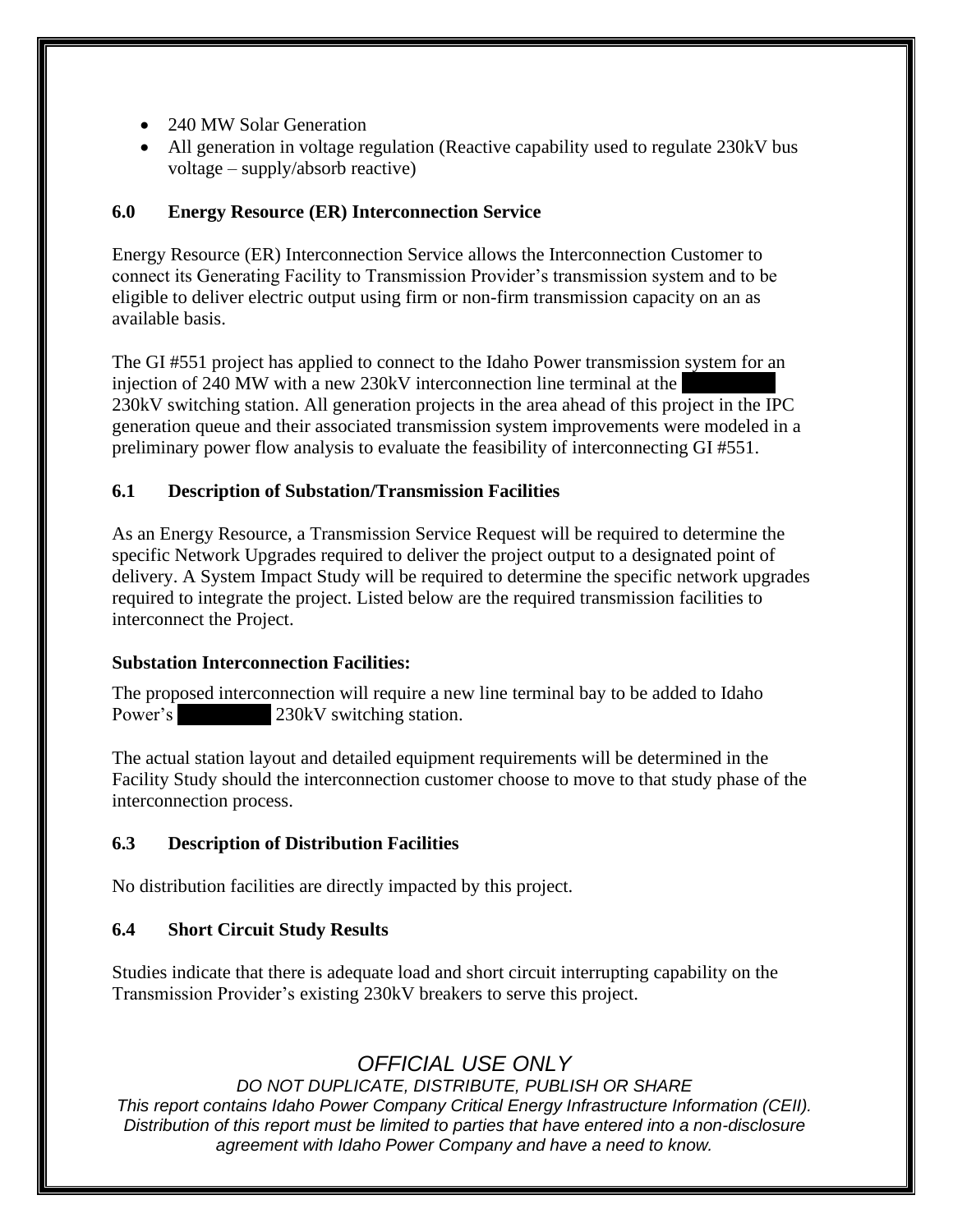- 240 MW Solar Generation
- All generation in voltage regulation (Reactive capability used to regulate 230kV bus voltage – supply/absorb reactive)

## 6.0 Energy Resource (ER) Interconnection Service

Energy Resource (ER) Interconnection Service allows the Interconnection Customer to connect its Generating Facility to Transmission Provider's transmission system and to be eligible to deliver electric output using firm or non-firm transmission capacity on an as available basis.

The GI #551 project has applied to connect to the Idaho Power transmission system for an injection of 240 MW with a new 230kV interconnection line terminal at the [REDACTED] 230kV switching station. All generation projects in the area ahead of this project in the IPC generation queue and their associated transmission system improvements were modeled in a preliminary power flow analysis to evaluate the feasibility of interconnecting GI #551.

## 6.1 Description of Substation/Transmission Facilities

As an Energy Resource, a Transmission Service Request will be required to determine the specific Network Upgrades required to deliver the project output to a designated point of delivery. A System Impact Study will be required to determine the specific network upgrades required to integrate the project. Listed below are the required transmission facilities to interconnect the Project.

**Substation Interconnection Facilities:**

The proposed interconnection will require a new line terminal bay to be added to Idaho Power's [REDACTED] 230kV switching station.

The actual station layout and detailed equipment requirements will be determined in the Facility Study should the interconnection customer choose to move to that study phase of the interconnection process.

## 6.3 Description of Distribution Facilities

No distribution facilities are directly impacted by this project.

## 6.4 Short Circuit Study Results

Studies indicate that there is adequate load and short circuit interrupting capability on the Transmission Provider's existing 230kV breakers to serve this project.

*OFFICIAL USE ONLY*

*DO NOT DUPLICATE, DISTRIBUTE, PUBLISH OR SHARE*

*This report contains Idaho Power Company Critical Energy Infrastructure Information (CEII). Distribution of this report must be limited to parties that have entered into a non-disclosure agreement with Idaho Power Company and have a need to know.*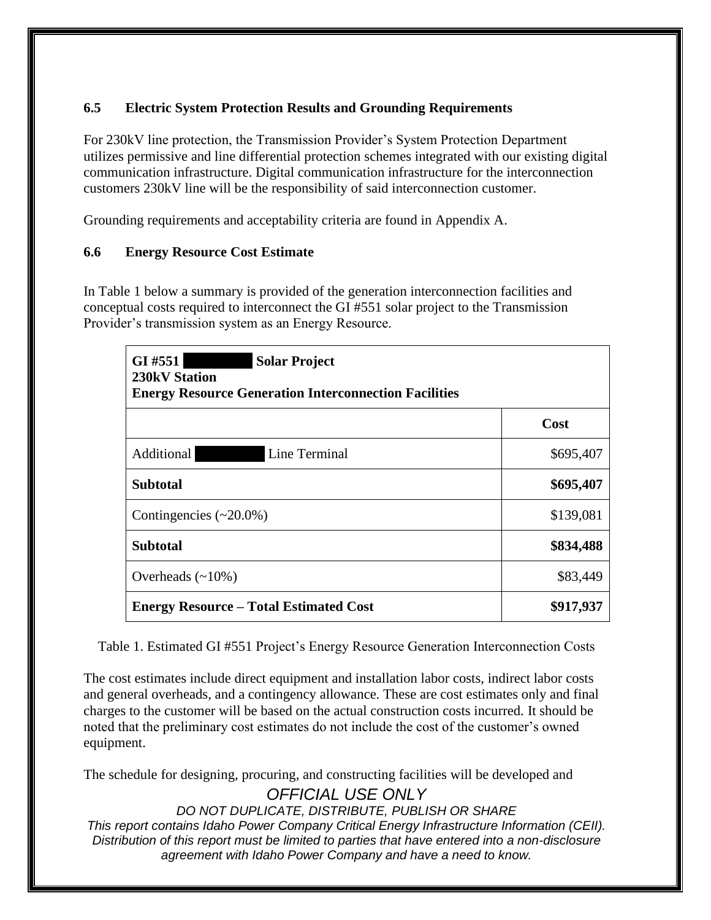### 6.5 Electric System Protection Results and Grounding Requirements

For 230kV line protection, the Transmission Provider's System Protection Department utilizes permissive and line differential protection schemes integrated with our existing digital communication infrastructure. Digital communication infrastructure for the interconnection customers 230kV line will be the responsibility of said interconnection customer.

Grounding requirements and acceptability criteria are found in Appendix A.

### 6.6 Energy Resource Cost Estimate

In Table 1 below a summary is provided of the generation interconnection facilities and conceptual costs required to interconnect the GI #551 solar project to the Transmission Provider's transmission system as an Energy Resource.

| **GI #551 ██████ Solar Project<br>230kV Station<br>Energy Resource Generation Interconnection Facilities** | |
|---|---|
| | **Cost** |
| Additional ██████ Line Terminal | $695,407 |
| **Subtotal** | **$695,407** |
| Contingencies (~20.0%) | $139,081 |
| **Subtotal** | **$834,488** |
| Overheads (~10%) | $83,449 |
| **Energy Resource – Total Estimated Cost** | **$917,937** |

Table 1. Estimated GI #551 Project's Energy Resource Generation Interconnection Costs

The cost estimates include direct equipment and installation labor costs, indirect labor costs and general overheads, and a contingency allowance. These are cost estimates only and final charges to the customer will be based on the actual construction costs incurred. It should be noted that the preliminary cost estimates do not include the cost of the customer's owned equipment.

The schedule for designing, procuring, and constructing facilities will be developed and

*OFFICIAL USE ONLY*

*DO NOT DUPLICATE, DISTRIBUTE, PUBLISH OR SHARE*

*This report contains Idaho Power Company Critical Energy Infrastructure Information (CEII). Distribution of this report must be limited to parties that have entered into a non-disclosure agreement with Idaho Power Company and have a need to know.*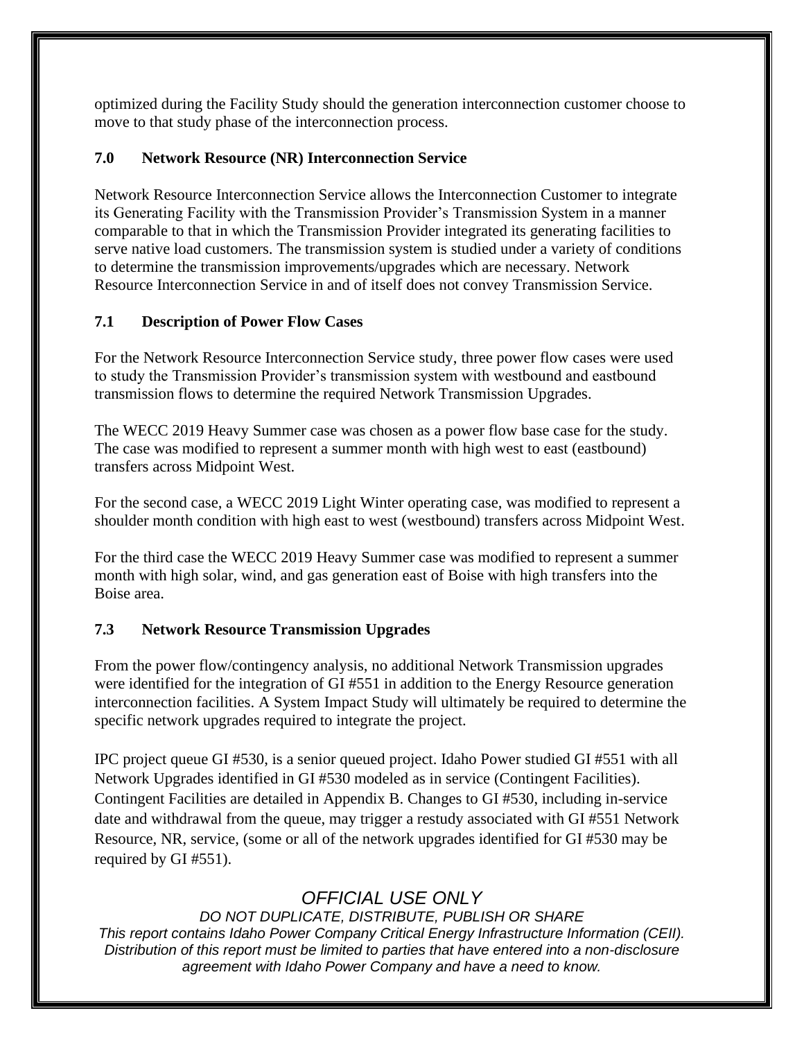optimized during the Facility Study should the generation interconnection customer choose to move to that study phase of the interconnection process.

## 7.0 Network Resource (NR) Interconnection Service

Network Resource Interconnection Service allows the Interconnection Customer to integrate its Generating Facility with the Transmission Provider's Transmission System in a manner comparable to that in which the Transmission Provider integrated its generating facilities to serve native load customers. The transmission system is studied under a variety of conditions to determine the transmission improvements/upgrades which are necessary. Network Resource Interconnection Service in and of itself does not convey Transmission Service.

### 7.1 Description of Power Flow Cases

For the Network Resource Interconnection Service study, three power flow cases were used to study the Transmission Provider's transmission system with westbound and eastbound transmission flows to determine the required Network Transmission Upgrades.

The WECC 2019 Heavy Summer case was chosen as a power flow base case for the study. The case was modified to represent a summer month with high west to east (eastbound) transfers across Midpoint West.

For the second case, a WECC 2019 Light Winter operating case, was modified to represent a shoulder month condition with high east to west (westbound) transfers across Midpoint West.

For the third case the WECC 2019 Heavy Summer case was modified to represent a summer month with high solar, wind, and gas generation east of Boise with high transfers into the Boise area.

### 7.3 Network Resource Transmission Upgrades

From the power flow/contingency analysis, no additional Network Transmission upgrades were identified for the integration of GI #551 in addition to the Energy Resource generation interconnection facilities. A System Impact Study will ultimately be required to determine the specific network upgrades required to integrate the project.

IPC project queue GI #530, is a senior queued project. Idaho Power studied GI #551 with all Network Upgrades identified in GI #530 modeled as in service (Contingent Facilities). Contingent Facilities are detailed in Appendix B. Changes to GI #530, including in-service date and withdrawal from the queue, may trigger a restudy associated with GI #551 Network Resource, NR, service, (some or all of the network upgrades identified for GI #530 may be required by GI #551).

*OFFICIAL USE ONLY*

*DO NOT DUPLICATE, DISTRIBUTE, PUBLISH OR SHARE*

*This report contains Idaho Power Company Critical Energy Infrastructure Information (CEII). Distribution of this report must be limited to parties that have entered into a non-disclosure agreement with Idaho Power Company and have a need to know.*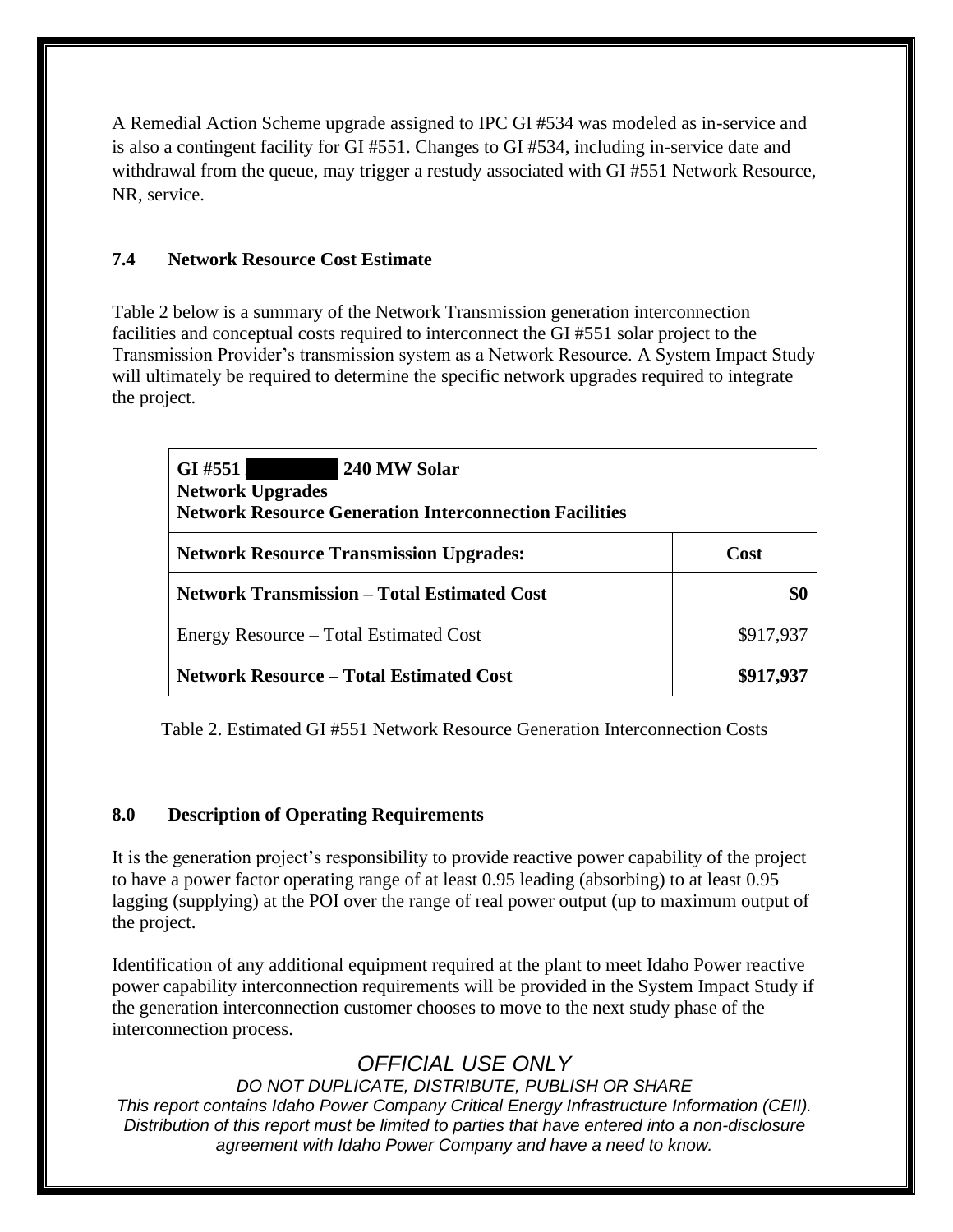A Remedial Action Scheme upgrade assigned to IPC GI #534 was modeled as in-service and is also a contingent facility for GI #551. Changes to GI #534, including in-service date and withdrawal from the queue, may trigger a restudy associated with GI #551 Network Resource, NR, service.

### 7.4 Network Resource Cost Estimate

Table 2 below is a summary of the Network Transmission generation interconnection facilities and conceptual costs required to interconnect the GI #551 solar project to the Transmission Provider's transmission system as a Network Resource. A System Impact Study will ultimately be required to determine the specific network upgrades required to integrate the project.

| **GI #551 ████ 240 MW Solar<br>Network Upgrades<br>Network Resource Generation Interconnection Facilities** | |
|---|---|
| **Network Resource Transmission Upgrades:** | **Cost** |
| **Network Transmission – Total Estimated Cost** | **$0** |
| Energy Resource – Total Estimated Cost | $917,937 |
| **Network Resource – Total Estimated Cost** | **$917,937** |

Table 2. Estimated GI #551 Network Resource Generation Interconnection Costs

## 8.0 Description of Operating Requirements

It is the generation project's responsibility to provide reactive power capability of the project to have a power factor operating range of at least 0.95 leading (absorbing) to at least 0.95 lagging (supplying) at the POI over the range of real power output (up to maximum output of the project.

Identification of any additional equipment required at the plant to meet Idaho Power reactive power capability interconnection requirements will be provided in the System Impact Study if the generation interconnection customer chooses to move to the next study phase of the interconnection process.

*OFFICIAL USE ONLY*

*DO NOT DUPLICATE, DISTRIBUTE, PUBLISH OR SHARE*

*This report contains Idaho Power Company Critical Energy Infrastructure Information (CEII). Distribution of this report must be limited to parties that have entered into a non-disclosure agreement with Idaho Power Company and have a need to know.*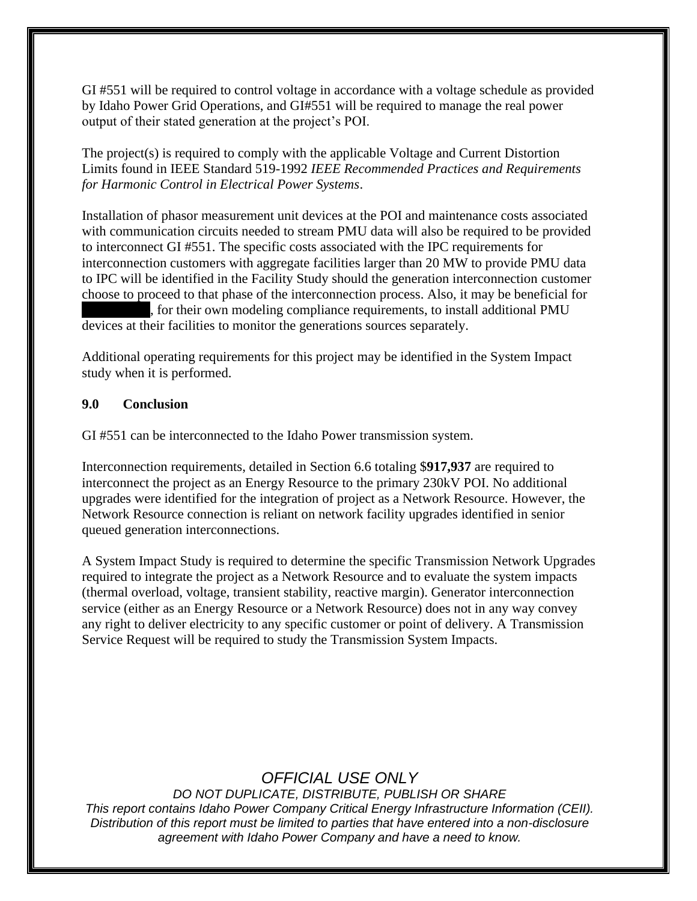GI #551 will be required to control voltage in accordance with a voltage schedule as provided by Idaho Power Grid Operations, and GI#551 will be required to manage the real power output of their stated generation at the project's POI.

The project(s) is required to comply with the applicable Voltage and Current Distortion Limits found in IEEE Standard 519-1992 *IEEE Recommended Practices and Requirements for Harmonic Control in Electrical Power Systems*.

Installation of phasor measurement unit devices at the POI and maintenance costs associated with communication circuits needed to stream PMU data will also be required to be provided to interconnect GI #551. The specific costs associated with the IPC requirements for interconnection customers with aggregate facilities larger than 20 MW to provide PMU data to IPC will be identified in the Facility Study should the generation interconnection customer choose to proceed to that phase of the interconnection process. Also, it may be beneficial for ██████████, for their own modeling compliance requirements, to install additional PMU devices at their facilities to monitor the generations sources separately.

Additional operating requirements for this project may be identified in the System Impact study when it is performed.

## 9.0 Conclusion

GI #551 can be interconnected to the Idaho Power transmission system.

Interconnection requirements, detailed in Section 6.6 totaling $**917,937** are required to interconnect the project as an Energy Resource to the primary 230kV POI. No additional upgrades were identified for the integration of project as a Network Resource. However, the Network Resource connection is reliant on network facility upgrades identified in senior queued generation interconnections.

A System Impact Study is required to determine the specific Transmission Network Upgrades required to integrate the project as a Network Resource and to evaluate the system impacts (thermal overload, voltage, transient stability, reactive margin). Generator interconnection service (either as an Energy Resource or a Network Resource) does not in any way convey any right to deliver electricity to any specific customer or point of delivery. A Transmission Service Request will be required to study the Transmission System Impacts.

*OFFICIAL USE ONLY*

*DO NOT DUPLICATE, DISTRIBUTE, PUBLISH OR SHARE*

*This report contains Idaho Power Company Critical Energy Infrastructure Information (CEII). Distribution of this report must be limited to parties that have entered into a non-disclosure agreement with Idaho Power Company and have a need to know.*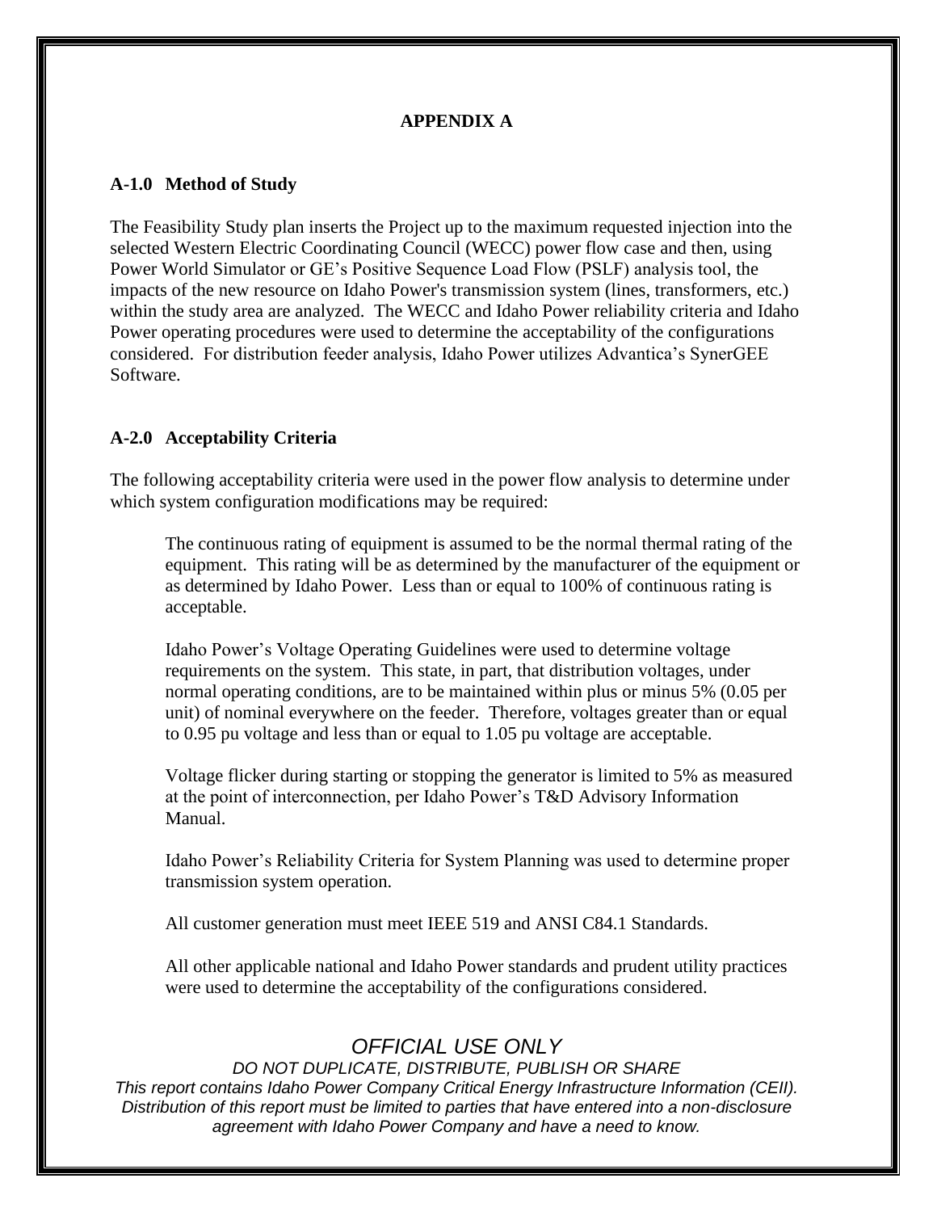# APPENDIX A

## A-1.0 Method of Study

The Feasibility Study plan inserts the Project up to the maximum requested injection into the selected Western Electric Coordinating Council (WECC) power flow case and then, using Power World Simulator or GE's Positive Sequence Load Flow (PSLF) analysis tool, the impacts of the new resource on Idaho Power's transmission system (lines, transformers, etc.) within the study area are analyzed. The WECC and Idaho Power reliability criteria and Idaho Power operating procedures were used to determine the acceptability of the configurations considered. For distribution feeder analysis, Idaho Power utilizes Advantica's SynerGEE Software.

## A-2.0 Acceptability Criteria

The following acceptability criteria were used in the power flow analysis to determine under which system configuration modifications may be required:

> The continuous rating of equipment is assumed to be the normal thermal rating of the equipment. This rating will be as determined by the manufacturer of the equipment or as determined by Idaho Power. Less than or equal to 100% of continuous rating is acceptable.
>
> Idaho Power's Voltage Operating Guidelines were used to determine voltage requirements on the system. This state, in part, that distribution voltages, under normal operating conditions, are to be maintained within plus or minus 5% (0.05 per unit) of nominal everywhere on the feeder. Therefore, voltages greater than or equal to 0.95 pu voltage and less than or equal to 1.05 pu voltage are acceptable.
>
> Voltage flicker during starting or stopping the generator is limited to 5% as measured at the point of interconnection, per Idaho Power's T&D Advisory Information Manual.
>
> Idaho Power's Reliability Criteria for System Planning was used to determine proper transmission system operation.
>
> All customer generation must meet IEEE 519 and ANSI C84.1 Standards.
>
> All other applicable national and Idaho Power standards and prudent utility practices were used to determine the acceptability of the configurations considered.

*OFFICIAL USE ONLY*

*DO NOT DUPLICATE, DISTRIBUTE, PUBLISH OR SHARE*

*This report contains Idaho Power Company Critical Energy Infrastructure Information (CEII). Distribution of this report must be limited to parties that have entered into a non-disclosure agreement with Idaho Power Company and have a need to know.*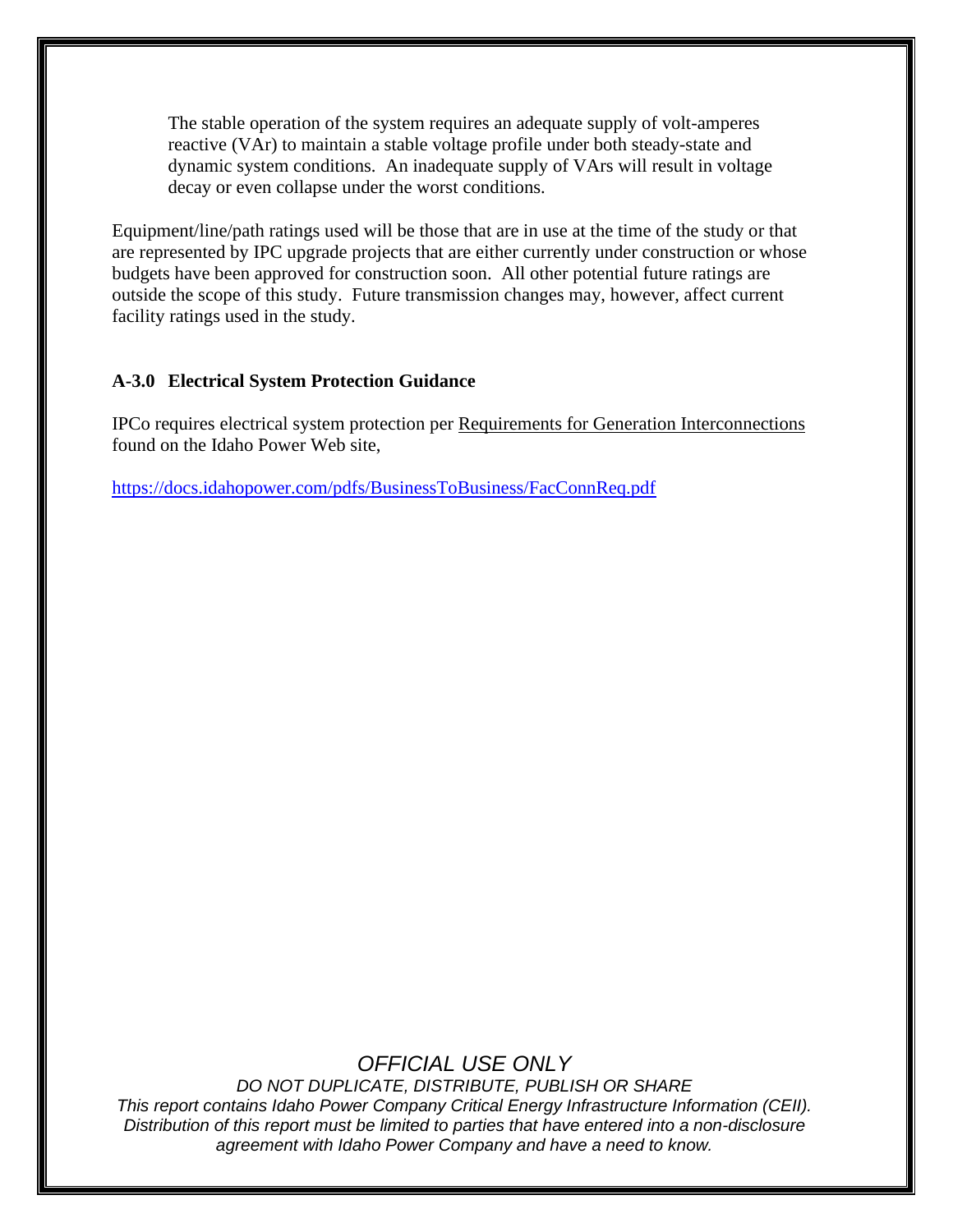The stable operation of the system requires an adequate supply of volt-amperes reactive (VAr) to maintain a stable voltage profile under both steady-state and dynamic system conditions. An inadequate supply of VArs will result in voltage decay or even collapse under the worst conditions.

Equipment/line/path ratings used will be those that are in use at the time of the study or that are represented by IPC upgrade projects that are either currently under construction or whose budgets have been approved for construction soon. All other potential future ratings are outside the scope of this study. Future transmission changes may, however, affect current facility ratings used in the study.

### A-3.0 Electrical System Protection Guidance

IPCo requires electrical system protection per Requirements for Generation Interconnections found on the Idaho Power Web site,

https://docs.idahopower.com/pdfs/BusinessToBusiness/FacConnReq.pdf

*OFFICIAL USE ONLY*

*DO NOT DUPLICATE, DISTRIBUTE, PUBLISH OR SHARE*

*This report contains Idaho Power Company Critical Energy Infrastructure Information (CEII). Distribution of this report must be limited to parties that have entered into a non-disclosure agreement with Idaho Power Company and have a need to know.*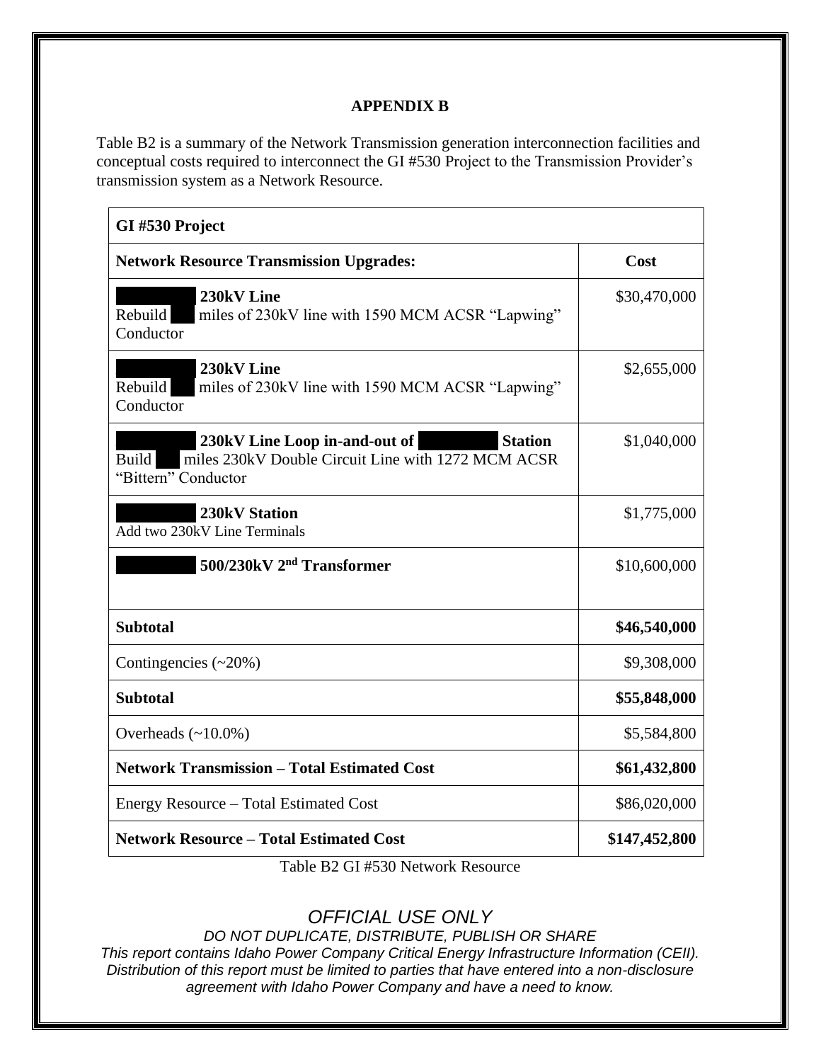**APPENDIX B**

Table B2 is a summary of the Network Transmission generation interconnection facilities and conceptual costs required to interconnect the GI #530 Project to the Transmission Provider's transmission system as a Network Resource.

| **GI #530 Project** | |
|---|---|
| **Network Resource Transmission Upgrades:** | **Cost** |
| **230kV Line**<br>Rebuild miles of 230kV line with 1590 MCM ACSR "Lapwing" Conductor | $30,470,000 |
| **230kV Line**<br>Rebuild miles of 230kV line with 1590 MCM ACSR "Lapwing" Conductor | $2,655,000 |
| **230kV Line Loop in-and-out of Station**<br>Build miles 230kV Double Circuit Line with 1272 MCM ACSR "Bittern" Conductor | $1,040,000 |
| **230kV Station**<br>Add two 230kV Line Terminals | $1,775,000 |
| **500/230kV 2nd Transformer** | $10,600,000 |
| **Subtotal** | **$46,540,000** |
| Contingencies (~20%) | $9,308,000 |
| **Subtotal** | **$55,848,000** |
| Overheads (~10.0%) | $5,584,800 |
| **Network Transmission – Total Estimated Cost** | **$61,432,800** |
| Energy Resource – Total Estimated Cost | $86,020,000 |
| **Network Resource – Total Estimated Cost** | **$147,452,800** |

Table B2 GI #530 Network Resource

*OFFICIAL USE ONLY*

*DO NOT DUPLICATE, DISTRIBUTE, PUBLISH OR SHARE*

*This report contains Idaho Power Company Critical Energy Infrastructure Information (CEII). Distribution of this report must be limited to parties that have entered into a non-disclosure agreement with Idaho Power Company and have a need to know.*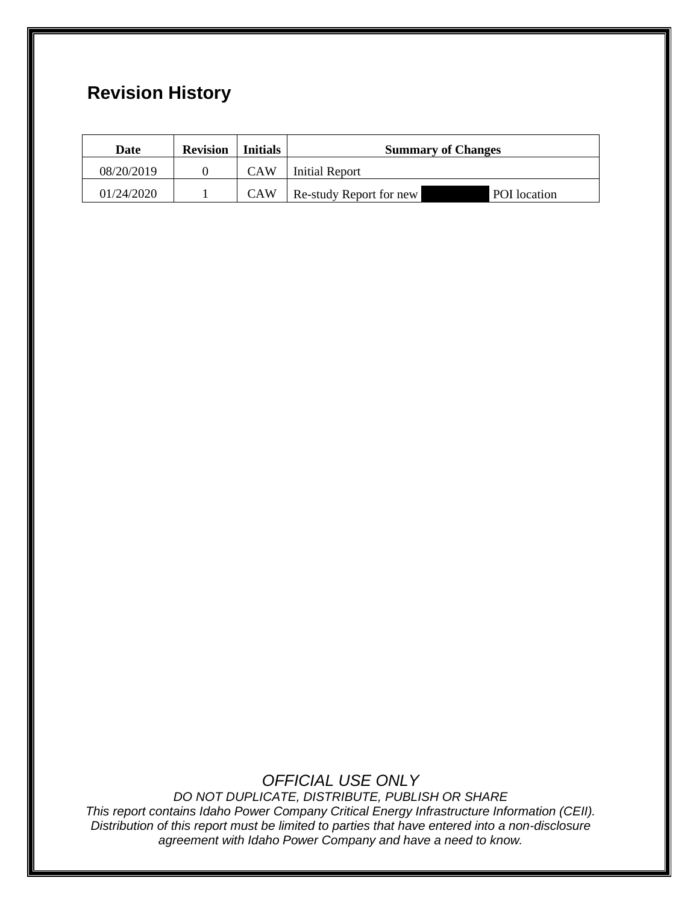## Revision History

| Date | Revision | Initials | Summary of Changes |
|---|---|---|---|
| 08/20/2019 | 0 | CAW | Initial Report |
| 01/24/2020 | 1 | CAW | Re-study Report for new POI location |

*OFFICIAL USE ONLY*

*DO NOT DUPLICATE, DISTRIBUTE, PUBLISH OR SHARE*

*This report contains Idaho Power Company Critical Energy Infrastructure Information (CEII). Distribution of this report must be limited to parties that have entered into a non-disclosure agreement with Idaho Power Company and have a need to know.*